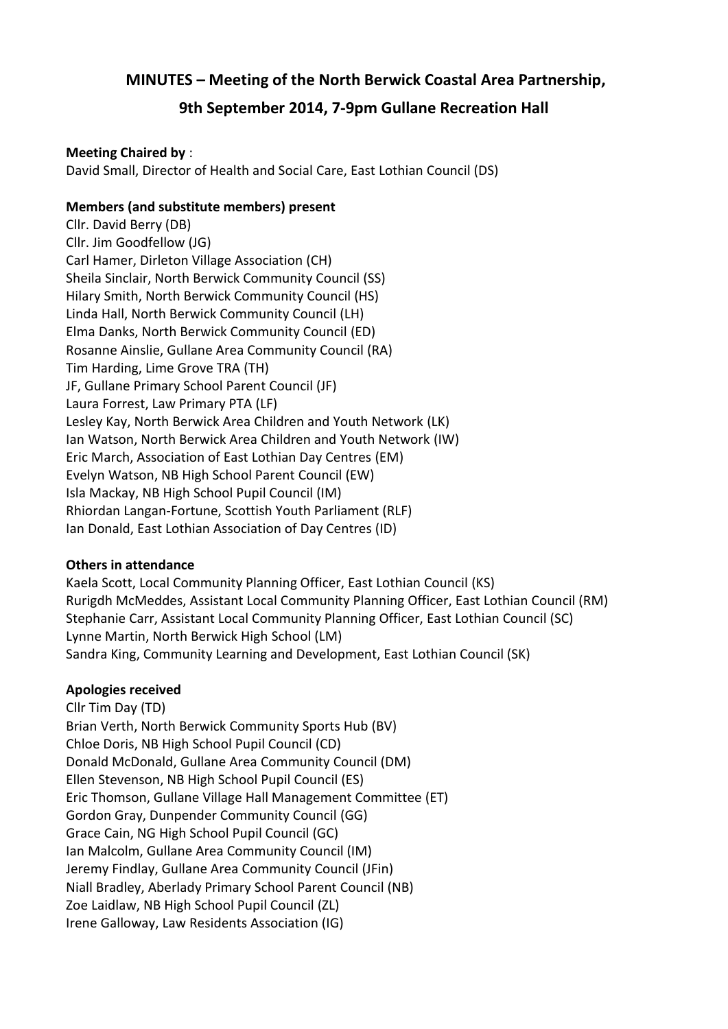# MINUTES – Meeting of the North Berwick Coastal Area Partnership,

# 9th September 2014, 7-9pm Gullane Recreation Hall

**Meeting Chaired by** :
David Small, Director of Health and Social Care, East Lothian Council (DS)

**Members (and substitute members) present**

Cllr. David Berry (DB)
Cllr. Jim Goodfellow (JG)
Carl Hamer, Dirleton Village Association (CH)
Sheila Sinclair, North Berwick Community Council (SS)
Hilary Smith, North Berwick Community Council (HS)
Linda Hall, North Berwick Community Council (LH)
Elma Danks, North Berwick Community Council (ED)
Rosanne Ainslie, Gullane Area Community Council (RA)
Tim Harding, Lime Grove TRA (TH)
JF, Gullane Primary School Parent Council (JF)
Laura Forrest, Law Primary PTA (LF)
Lesley Kay, North Berwick Area Children and Youth Network (LK)
Ian Watson, North Berwick Area Children and Youth Network (IW)
Eric March, Association of East Lothian Day Centres (EM)
Evelyn Watson, NB High School Parent Council (EW)
Isla Mackay, NB High School Pupil Council (IM)
Rhiordan Langan-Fortune, Scottish Youth Parliament (RLF)
Ian Donald, East Lothian Association of Day Centres (ID)

**Others in attendance**

Kaela Scott, Local Community Planning Officer, East Lothian Council (KS)
Rurigdh McMeddes, Assistant Local Community Planning Officer, East Lothian Council (RM)
Stephanie Carr, Assistant Local Community Planning Officer, East Lothian Council (SC)
Lynne Martin, North Berwick High School (LM)
Sandra King, Community Learning and Development, East Lothian Council (SK)

**Apologies received**

Cllr Tim Day (TD)
Brian Verth, North Berwick Community Sports Hub (BV)
Chloe Doris, NB High School Pupil Council (CD)
Donald McDonald, Gullane Area Community Council (DM)
Ellen Stevenson, NB High School Pupil Council (ES)
Eric Thomson, Gullane Village Hall Management Committee (ET)
Gordon Gray, Dunpender Community Council (GG)
Grace Cain, NG High School Pupil Council (GC)
Ian Malcolm, Gullane Area Community Council (IM)
Jeremy Findlay, Gullane Area Community Council (JFin)
Niall Bradley, Aberlady Primary School Parent Council (NB)
Zoe Laidlaw, NB High School Pupil Council (ZL)
Irene Galloway, Law Residents Association (IG)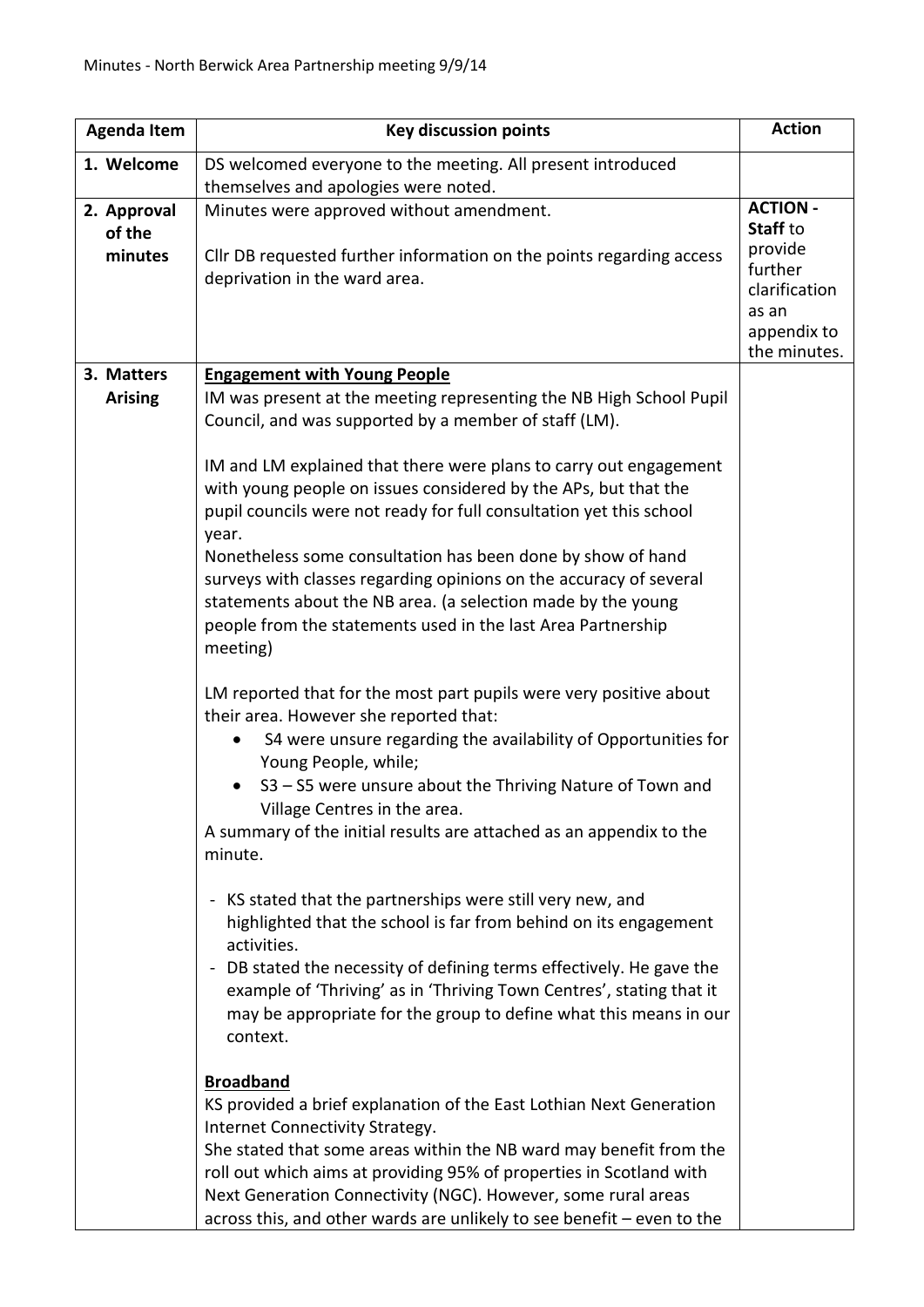Minutes - North Berwick Area Partnership meeting 9/9/14

| Agenda Item | Key discussion points | Action |
|---|---|---|
| 1. Welcome | DS welcomed everyone to the meeting. All present introduced themselves and apologies were noted. | |
| 2. Approval of the minutes | Minutes were approved without amendment.<br><br>Cllr DB requested further information on the points regarding access deprivation in the ward area. | **ACTION - Staff** to provide further clarification as an appendix to the minutes. |
| 3. Matters Arising | **<u>Engagement with Young People</u>**<br>IM was present at the meeting representing the NB High School Pupil Council, and was supported by a member of staff (LM).<br><br>IM and LM explained that there were plans to carry out engagement with young people on issues considered by the APs, but that the pupil councils were not ready for full consultation yet this school year.<br>Nonetheless some consultation has been done by show of hand surveys with classes regarding opinions on the accuracy of several statements about the NB area. (a selection made by the young people from the statements used in the last Area Partnership meeting)<br><br>LM reported that for the most part pupils were very positive about their area. However she reported that:<br>• S4 were unsure regarding the availability of Opportunities for Young People, while;<br>• S3 – S5 were unsure about the Thriving Nature of Town and Village Centres in the area.<br>A summary of the initial results are attached as an appendix to the minute.<br><br>- KS stated that the partnerships were still very new, and highlighted that the school is far from behind on its engagement activities.<br>- DB stated the necessity of defining terms effectively. He gave the example of 'Thriving' as in 'Thriving Town Centres', stating that it may be appropriate for the group to define what this means in our context.<br><br>**<u>Broadband</u>**<br>KS provided a brief explanation of the East Lothian Next Generation Internet Connectivity Strategy.<br>She stated that some areas within the NB ward may benefit from the roll out which aims at providing 95% of properties in Scotland with Next Generation Connectivity (NGC). However, some rural areas across this, and other wards are unlikely to see benefit – even to the | |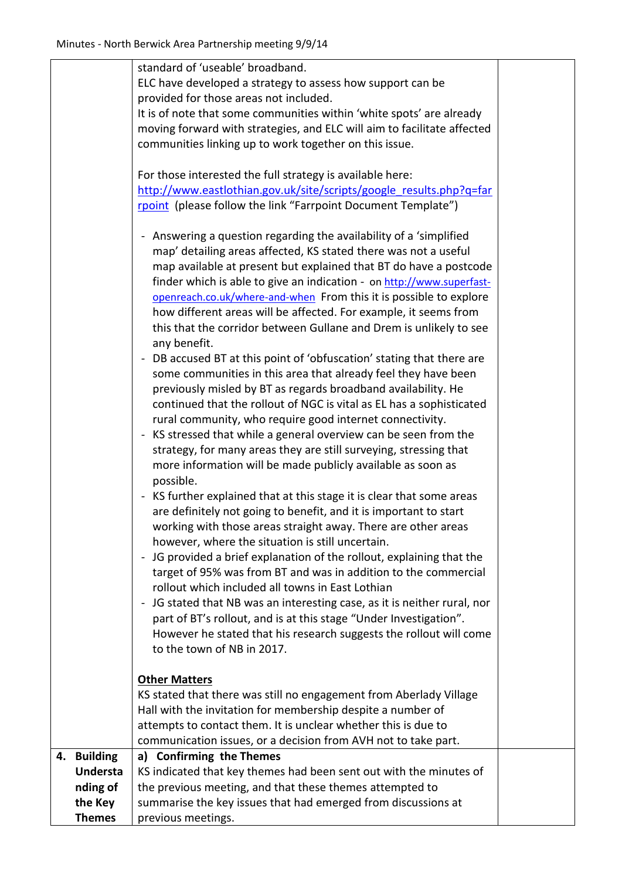| | | |
|---|---|---|
| | standard of 'useable' broadband.<br>ELC have developed a strategy to assess how support can be provided for those areas not included.<br>It is of note that some communities within 'white spots' are already moving forward with strategies, and ELC will aim to facilitate affected communities linking up to work together on this issue.<br><br>For those interested the full strategy is available here: http://www.eastlothian.gov.uk/site/scripts/google_results.php?q=farpoint (please follow the link "Farrpoint Document Template")<br><br>- Answering a question regarding the availability of a 'simplified map' detailing areas affected, KS stated there was not a useful map available at present but explained that BT do have a postcode finder which is able to give an indication - on http://www.superfast-openreach.co.uk/where-and-when From this it is possible to explore how different areas will be affected. For example, it seems from this that the corridor between Gullane and Drem is unlikely to see any benefit.<br>- DB accused BT at this point of 'obfuscation' stating that there are some communities in this area that already feel they have been previously misled by BT as regards broadband availability. He continued that the rollout of NGC is vital as EL has a sophisticated rural community, who require good internet connectivity.<br>- KS stressed that while a general overview can be seen from the strategy, for many areas they are still surveying, stressing that more information will be made publicly available as soon as possible.<br>- KS further explained that at this stage it is clear that some areas are definitely not going to benefit, and it is important to start working with those areas straight away. There are other areas however, where the situation is still uncertain.<br>- JG provided a brief explanation of the rollout, explaining that the target of 95% was from BT and was in addition to the commercial rollout which included all towns in East Lothian<br>- JG stated that NB was an interesting case, as it is neither rural, nor part of BT's rollout, and is at this stage "Under Investigation". However he stated that his research suggests the rollout will come to the town of NB in 2017.<br><br>**Other Matters**<br>KS stated that there was still no engagement from Aberlady Village Hall with the invitation for membership despite a number of attempts to contact them. It is unclear whether this is due to communication issues, or a decision from AVH not to take part. | |
| **4. Building Understanding of the Key Themes** | **a) Confirming the Themes**<br>KS indicated that key themes had been sent out with the minutes of the previous meeting, and that these themes attempted to summarise the key issues that had emerged from discussions at previous meetings. | |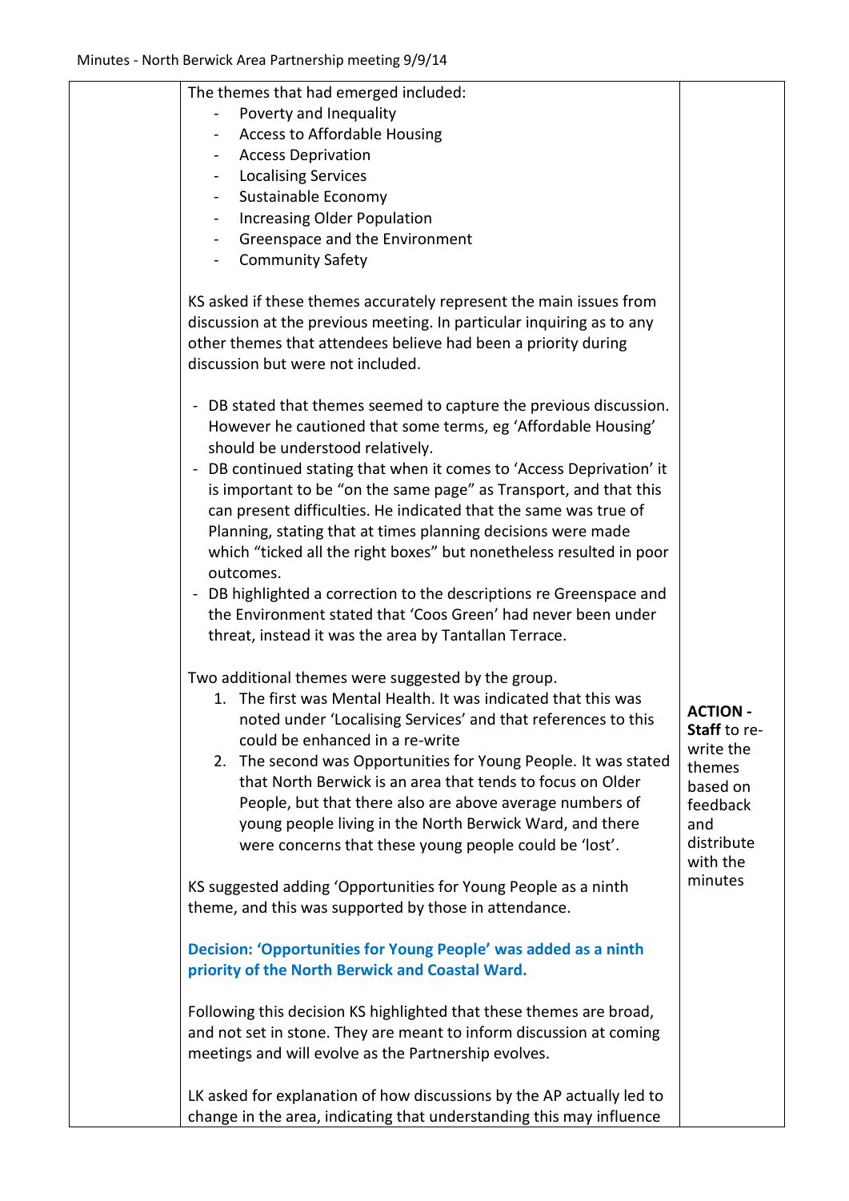| | The themes that had emerged included:<br>- Poverty and Inequality<br>- Access to Affordable Housing<br>- Access Deprivation<br>- Localising Services<br>- Sustainable Economy<br>- Increasing Older Population<br>- Greenspace and the Environment<br>- Community Safety<br><br>KS asked if these themes accurately represent the main issues from discussion at the previous meeting. In particular inquiring as to any other themes that attendees believe had been a priority during discussion but were not included.<br><br>- DB stated that themes seemed to capture the previous discussion. However he cautioned that some terms, eg 'Affordable Housing' should be understood relatively.<br>- DB continued stating that when it comes to 'Access Deprivation' it is important to be "on the same page" as Transport, and that this can present difficulties. He indicated that the same was true of Planning, stating that at times planning decisions were made which "ticked all the right boxes" but nonetheless resulted in poor outcomes.<br>- DB highlighted a correction to the descriptions re Greenspace and the Environment stated that 'Coos Green' had never been under threat, instead it was the area by Tantallan Terrace.<br><br>Two additional themes were suggested by the group.<br>1. The first was Mental Health. It was indicated that this was noted under 'Localising Services' and that references to this could be enhanced in a re-write<br>2. The second was Opportunities for Young People. It was stated that North Berwick is an area that tends to focus on Older People, but that there also are above average numbers of young people living in the North Berwick Ward, and there were concerns that these young people could be 'lost'.<br><br>KS suggested adding 'Opportunities for Young People as a ninth theme, and this was supported by those in attendance.<br><br>**Decision: 'Opportunities for Young People' was added as a ninth priority of the North Berwick and Coastal Ward.**<br><br>Following this decision KS highlighted that these themes are broad, and not set in stone. They are meant to inform discussion at coming meetings and will evolve as the Partnership evolves.<br><br>LK asked for explanation of how discussions by the AP actually led to change in the area, indicating that understanding this may influence | **ACTION - Staff** to re-write the themes based on feedback and distribute with the minutes |
|---|---|---|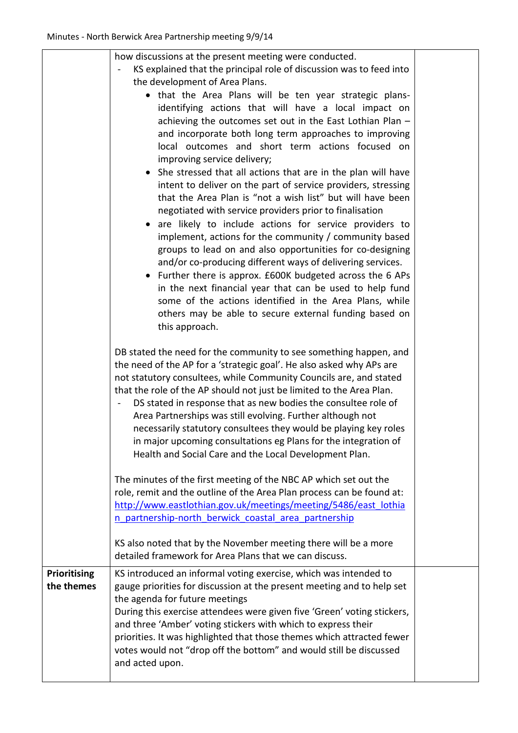| | | |
|---|---|---|
| | how discussions at the present meeting were conducted.<br>- KS explained that the principal role of discussion was to feed into the development of Area Plans.<br>• that the Area Plans will be ten year strategic plans- identifying actions that will have a local impact on achieving the outcomes set out in the East Lothian Plan – and incorporate both long term approaches to improving local outcomes and short term actions focused on improving service delivery;<br>• She stressed that all actions that are in the plan will have intent to deliver on the part of service providers, stressing that the Area Plan is "not a wish list" but will have been negotiated with service providers prior to finalisation<br>• are likely to include actions for service providers to implement, actions for the community / community based groups to lead on and also opportunities for co-designing and/or co-producing different ways of delivering services.<br>• Further there is approx. £600K budgeted across the 6 APs in the next financial year that can be used to help fund some of the actions identified in the Area Plans, while others may be able to secure external funding based on this approach.<br><br>DB stated the need for the community to see something happen, and the need of the AP for a 'strategic goal'. He also asked why APs are not statutory consultees, while Community Councils are, and stated that the role of the AP should not just be limited to the Area Plan.<br>- DS stated in response that as new bodies the consultee role of Area Partnerships was still evolving. Further although not necessarily statutory consultees they would be playing key roles in major upcoming consultations eg Plans for the integration of Health and Social Care and the Local Development Plan.<br><br>The minutes of the first meeting of the NBC AP which set out the role, remit and the outline of the Area Plan process can be found at: http://www.eastlothian.gov.uk/meetings/meeting/5486/east_lothian_partnership-north_berwick_coastal_area_partnership<br><br>KS also noted that by the November meeting there will be a more detailed framework for Area Plans that we can discuss. | |
| **Prioritising the themes** | KS introduced an informal voting exercise, which was intended to gauge priorities for discussion at the present meeting and to help set the agenda for future meetings<br>During this exercise attendees were given five 'Green' voting stickers, and three 'Amber' voting stickers with which to express their priorities. It was highlighted that those themes which attracted fewer votes would not "drop off the bottom" and would still be discussed and acted upon. | |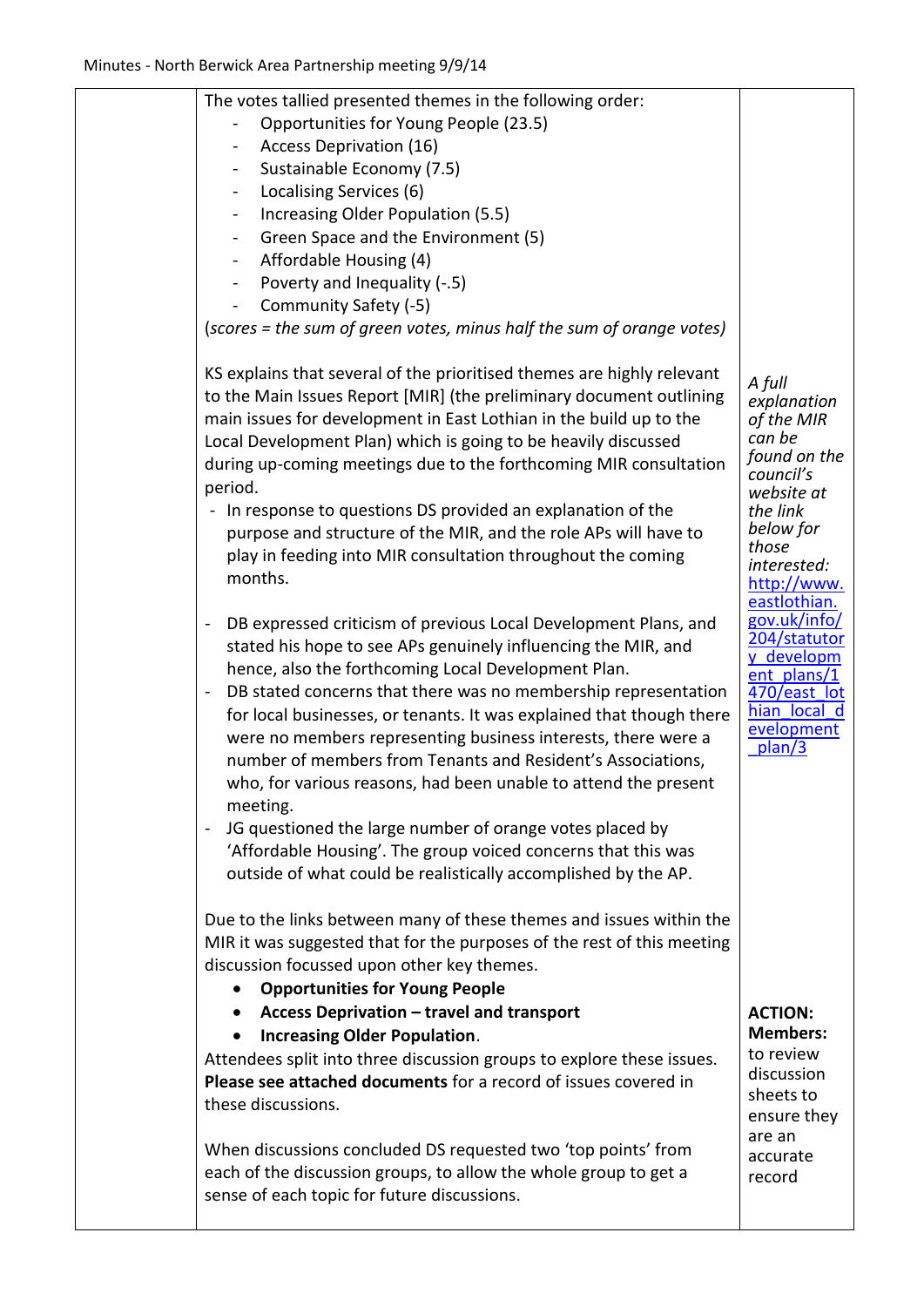| | The votes tallied presented themes in the following order:<br>- Opportunities for Young People (23.5)<br>- Access Deprivation (16)<br>- Sustainable Economy (7.5)<br>- Localising Services (6)<br>- Increasing Older Population (5.5)<br>- Green Space and the Environment (5)<br>- Affordable Housing (4)<br>- Poverty and Inequality (-.5)<br>- Community Safety (-5)<br>*(scores = the sum of green votes, minus half the sum of orange votes)* | |
|---|---|---|
| | KS explains that several of the prioritised themes are highly relevant to the Main Issues Report [MIR] (the preliminary document outlining main issues for development in East Lothian in the build up to the Local Development Plan) which is going to be heavily discussed during up-coming meetings due to the forthcoming MIR consultation period.<br>- In response to questions DS provided an explanation of the purpose and structure of the MIR, and the role APs will have to play in feeding into MIR consultation throughout the coming months.<br><br>- DB expressed criticism of previous Local Development Plans, and stated his hope to see APs genuinely influencing the MIR, and hence, also the forthcoming Local Development Plan.<br>- DB stated concerns that there was no membership representation for local businesses, or tenants. It was explained that though there were no members representing business interests, there were a number of members from Tenants and Resident's Associations, who, for various reasons, had been unable to attend the present meeting.<br>- JG questioned the large number of orange votes placed by 'Affordable Housing'. The group voiced concerns that this was outside of what could be realistically accomplished by the AP. | *A full explanation of the MIR can be found on the council's website at the link below for those interested:* http://www.eastlothian.gov.uk/info/204/statutory_development_plans/1470/east_lothian_local_development_plan/3 |
| | Due to the links between many of these themes and issues within the MIR it was suggested that for the purposes of the rest of this meeting discussion focussed upon other key themes.<br>• **Opportunities for Young People**<br>• **Access Deprivation – travel and transport**<br>• **Increasing Older Population**.<br>Attendees split into three discussion groups to explore these issues. **Please see attached documents** for a record of issues covered in these discussions.<br><br>When discussions concluded DS requested two 'top points' from each of the discussion groups, to allow the whole group to get a sense of each topic for future discussions. | **ACTION: Members:** to review discussion sheets to ensure they are an accurate record |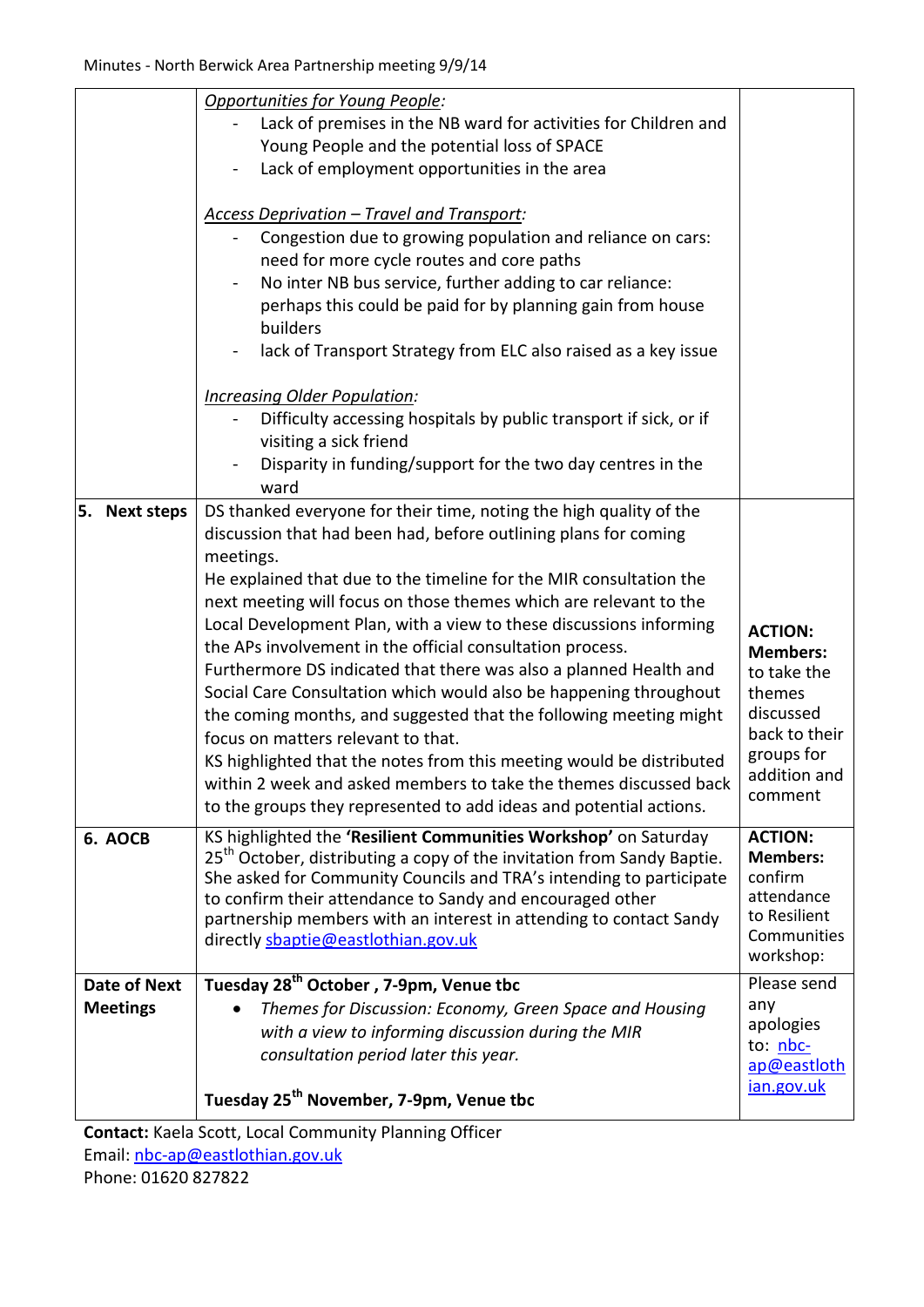| | | |
|---|---|---|
| | *Opportunities for Young People:*<br>- Lack of premises in the NB ward for activities for Children and Young People and the potential loss of SPACE<br>- Lack of employment opportunities in the area<br><br>*Access Deprivation – Travel and Transport:*<br>- Congestion due to growing population and reliance on cars: need for more cycle routes and core paths<br>- No inter NB bus service, further adding to car reliance: perhaps this could be paid for by planning gain from house builders<br>- lack of Transport Strategy from ELC also raised as a key issue<br><br>*Increasing Older Population:*<br>- Difficulty accessing hospitals by public transport if sick, or if visiting a sick friend<br>- Disparity in funding/support for the two day centres in the ward | |
| **5. Next steps** | DS thanked everyone for their time, noting the high quality of the discussion that had been had, before outlining plans for coming meetings.<br>He explained that due to the timeline for the MIR consultation the next meeting will focus on those themes which are relevant to the Local Development Plan, with a view to these discussions informing the APs involvement in the official consultation process.<br>Furthermore DS indicated that there was also a planned Health and Social Care Consultation which would also be happening throughout the coming months, and suggested that the following meeting might focus on matters relevant to that.<br>KS highlighted that the notes from this meeting would be distributed within 2 week and asked members to take the themes discussed back to the groups they represented to add ideas and potential actions. | **ACTION: Members:** to take the themes discussed back to their groups for addition and comment |
| **6. AOCB** | KS highlighted the **'Resilient Communities Workshop'** on Saturday 25th October, distributing a copy of the invitation from Sandy Baptie. She asked for Community Councils and TRA's intending to participate to confirm their attendance to Sandy and encouraged other partnership members with an interest in attending to contact Sandy directly sbaptie@eastlothian.gov.uk | **ACTION: Members:** confirm attendance to Resilient Communities workshop: |
| **Date of Next Meetings** | **Tuesday 28th October , 7-9pm, Venue tbc**<br>• *Themes for Discussion: Economy, Green Space and Housing with a view to informing discussion during the MIR consultation period later this year.*<br><br>**Tuesday 25th November, 7-9pm, Venue tbc** | Please send any apologies to: nbc-ap@eastlothian.gov.uk |

**Contact:** Kaela Scott, Local Community Planning Officer
Email: nbc-ap@eastlothian.gov.uk
Phone: 01620 827822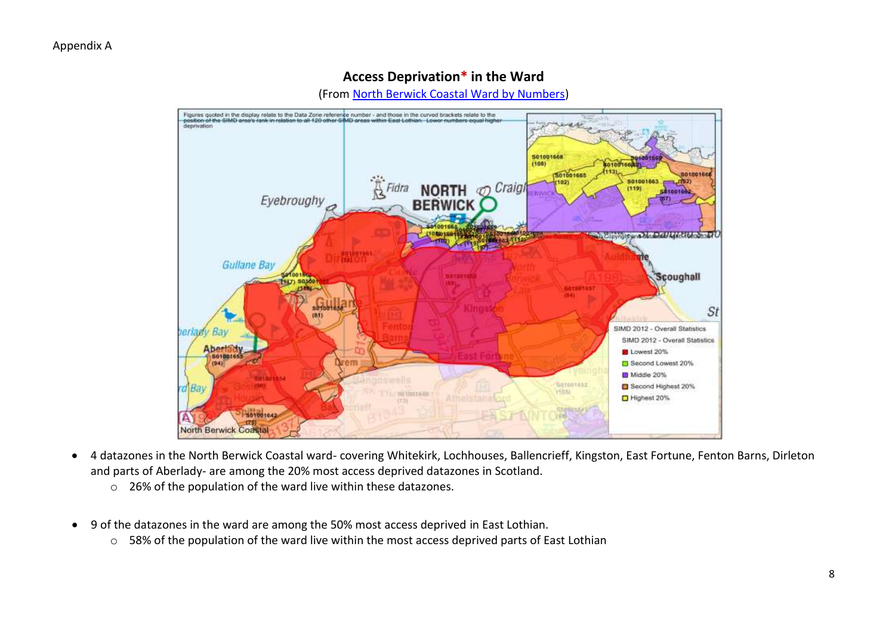Appendix A

## Access Deprivation* in the Ward

(From North Berwick Coastal Ward by Numbers)

- 4 datazones in the North Berwick Coastal ward- covering Whitekirk, Lochhouses, Ballencrieff, Kingston, East Fortune, Fenton Barns, Dirleton and parts of Aberlady- are among the 20% most access deprived datazones in Scotland.
  - 26% of the population of the ward live within these datazones.

- 9 of the datazones in the ward are among the 50% most access deprived in East Lothian.
  - 58% of the population of the ward live within the most access deprived parts of East Lothian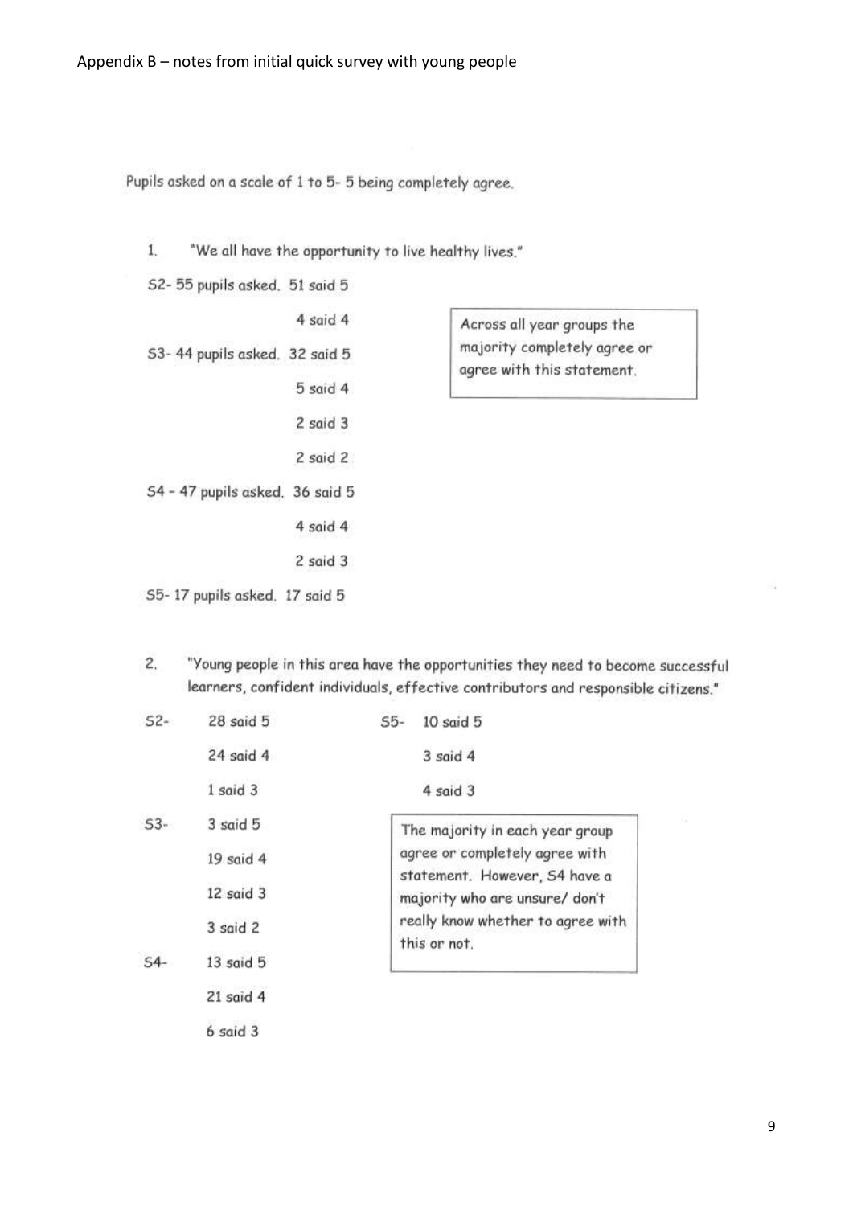Appendix B – notes from initial quick survey with young people

Pupils asked on a scale of 1 to 5- 5 being completely agree.

1. "We all have the opportunity to live healthy lives."

S2- 55 pupils asked. 51 said 5
4 said 4

S3- 44 pupils asked. 32 said 5
5 said 4
2 said 3
2 said 2

S4 - 47 pupils asked. 36 said 5
4 said 4
2 said 3

S5- 17 pupils asked. 17 said 5

> Across all year groups the majority completely agree or agree with this statement.

2. "Young people in this area have the opportunities they need to become successful learners, confident individuals, effective contributors and responsible citizens."

S2- 28 said 5
24 said 4
1 said 3

S3- 3 said 5
19 said 4
12 said 3
3 said 2

S4- 13 said 5
21 said 4
6 said 3

S5- 10 said 5
3 said 4
4 said 3

> The majority in each year group agree or completely agree with statement. However, S4 have a majority who are unsure/ don't really know whether to agree with this or not.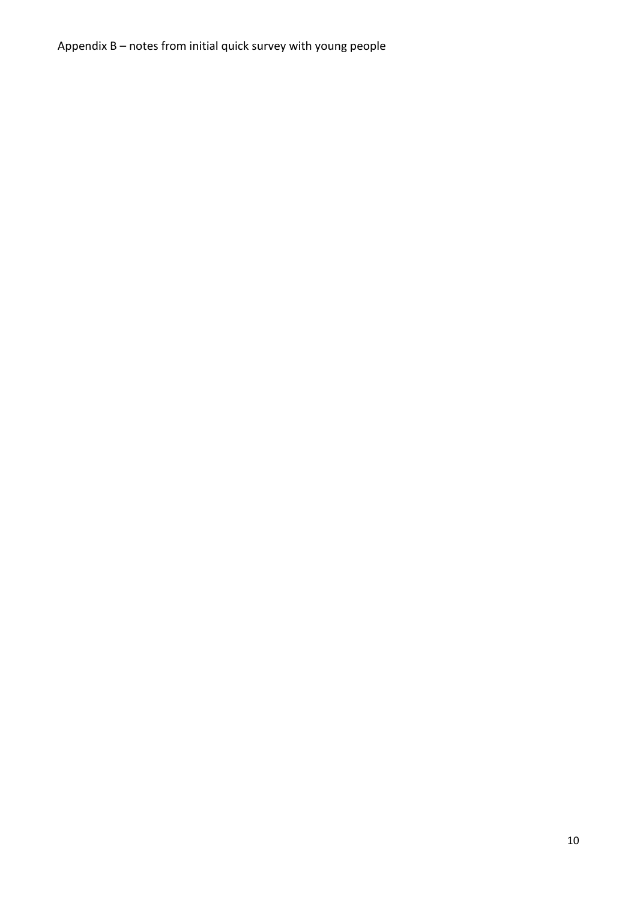Appendix B – notes from initial quick survey with young people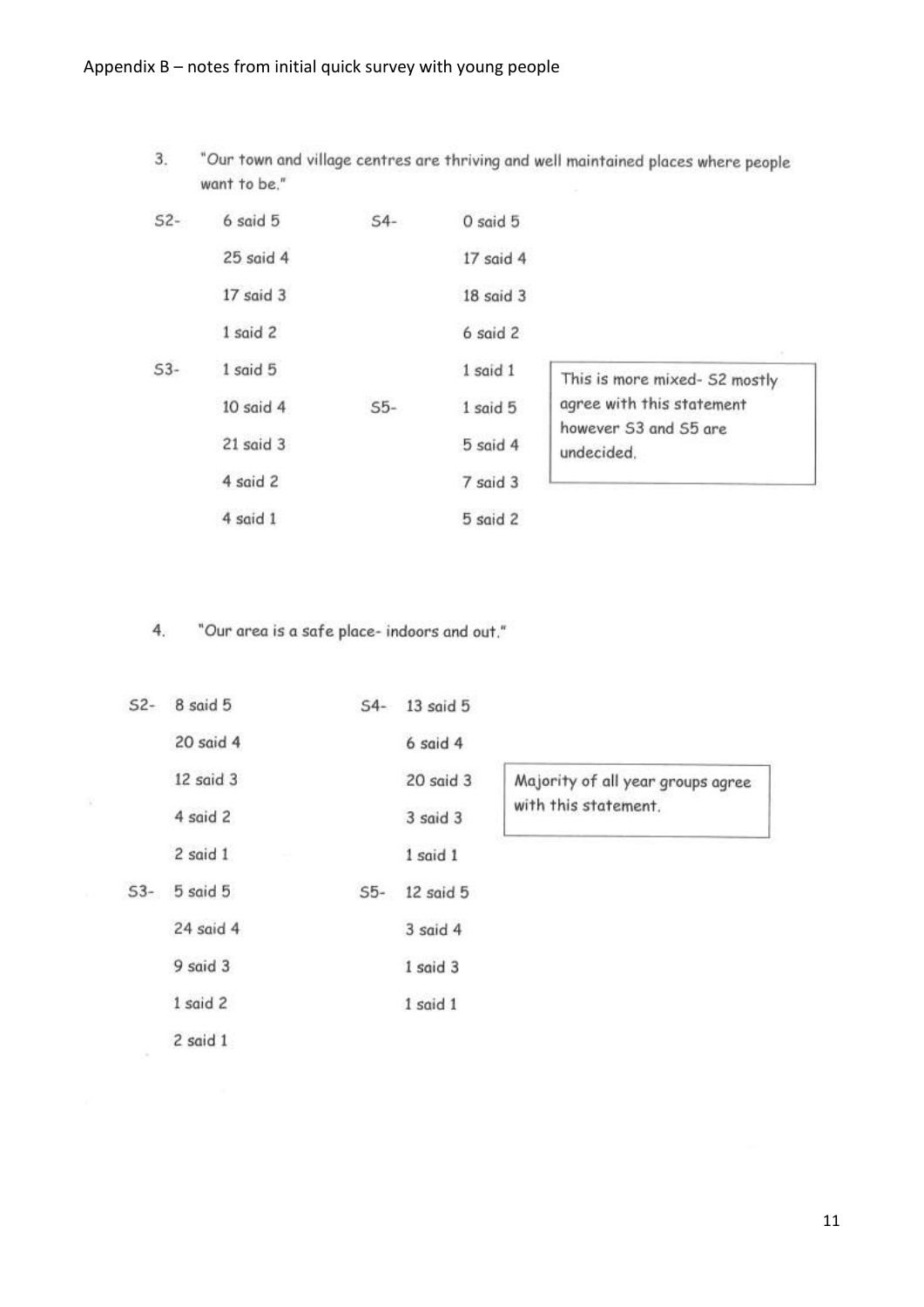Appendix B – notes from initial quick survey with young people

3. "Our town and village centres are thriving and well maintained places where people want to be."

S2-
- 6 said 5
- 25 said 4
- 17 said 3
- 1 said 2

S3-
- 1 said 5
- 10 said 4
- 21 said 3
- 4 said 2
- 4 said 1

S4-
- 0 said 5
- 17 said 4
- 18 said 3
- 6 said 2
- 1 said 1

S5-
- 1 said 5
- 5 said 4
- 7 said 3
- 5 said 2

> This is more mixed- S2 mostly agree with this statement however S3 and S5 are undecided.

4. "Our area is a safe place- indoors and out."

S2-
- 8 said 5
- 20 said 4
- 12 said 3
- 4 said 2
- 2 said 1

S3-
- 5 said 5
- 24 said 4
- 9 said 3
- 1 said 2
- 2 said 1

S4-
- 13 said 5
- 6 said 4
- 20 said 3
- 3 said 3
- 1 said 1

S5-
- 12 said 5
- 3 said 4
- 1 said 3
- 1 said 1

> Majority of all year groups agree with this statement.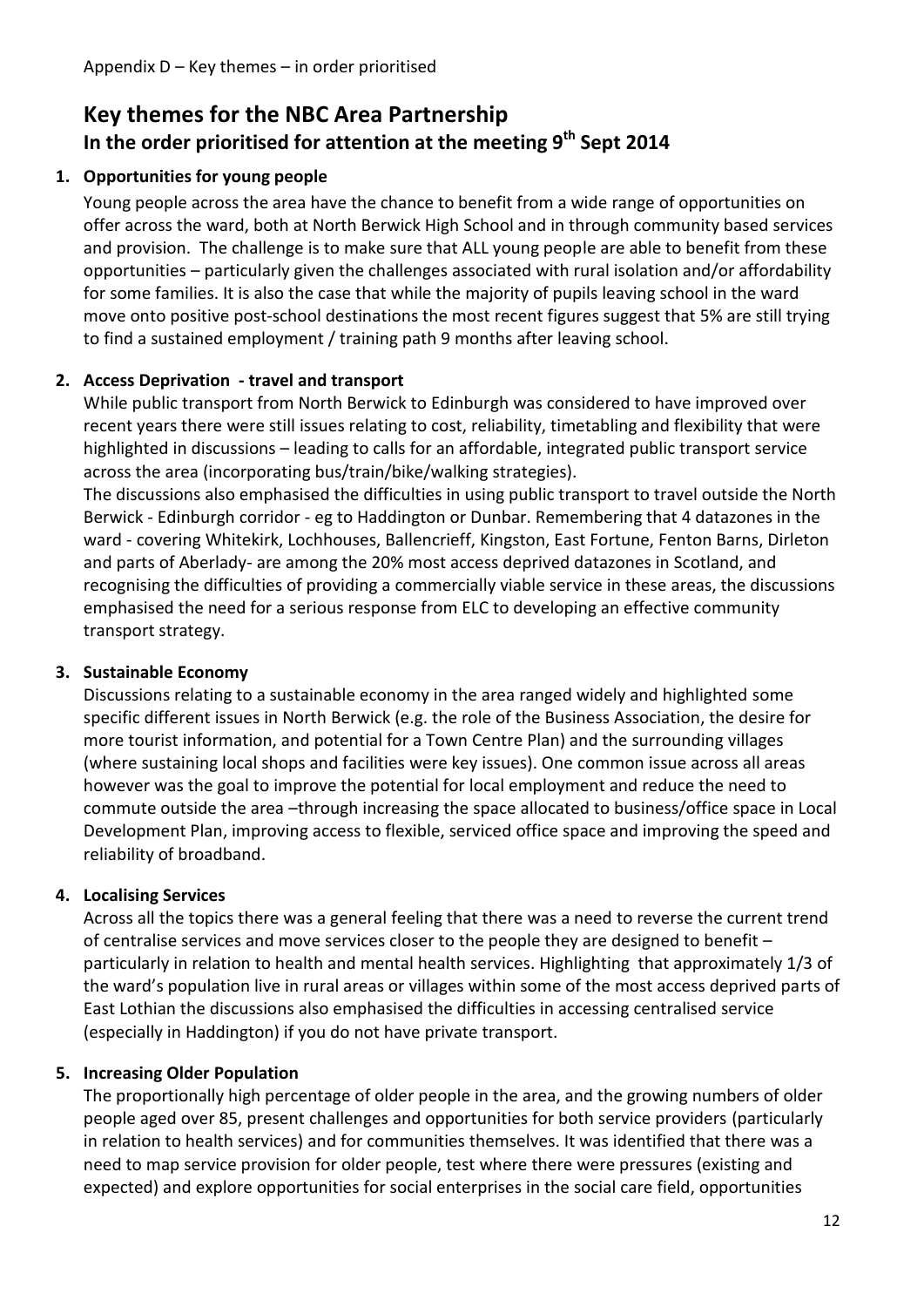Appendix D – Key themes – in order prioritised

# Key themes for the NBC Area Partnership

## In the order prioritised for attention at the meeting 9th Sept 2014

1. **Opportunities for young people**

   Young people across the area have the chance to benefit from a wide range of opportunities on offer across the ward, both at North Berwick High School and in through community based services and provision. The challenge is to make sure that ALL young people are able to benefit from these opportunities – particularly given the challenges associated with rural isolation and/or affordability for some families. It is also the case that while the majority of pupils leaving school in the ward move onto positive post-school destinations the most recent figures suggest that 5% are still trying to find a sustained employment / training path 9 months after leaving school.

2. **Access Deprivation - travel and transport**

   While public transport from North Berwick to Edinburgh was considered to have improved over recent years there were still issues relating to cost, reliability, timetabling and flexibility that were highlighted in discussions – leading to calls for an affordable, integrated public transport service across the area (incorporating bus/train/bike/walking strategies).

   The discussions also emphasised the difficulties in using public transport to travel outside the North Berwick - Edinburgh corridor - eg to Haddington or Dunbar. Remembering that 4 datazones in the ward - covering Whitekirk, Lochhouses, Ballencrieff, Kingston, East Fortune, Fenton Barns, Dirleton and parts of Aberlady- are among the 20% most access deprived datazones in Scotland, and recognising the difficulties of providing a commercially viable service in these areas, the discussions emphasised the need for a serious response from ELC to developing an effective community transport strategy.

3. **Sustainable Economy**

   Discussions relating to a sustainable economy in the area ranged widely and highlighted some specific different issues in North Berwick (e.g. the role of the Business Association, the desire for more tourist information, and potential for a Town Centre Plan) and the surrounding villages (where sustaining local shops and facilities were key issues). One common issue across all areas however was the goal to improve the potential for local employment and reduce the need to commute outside the area –through increasing the space allocated to business/office space in Local Development Plan, improving access to flexible, serviced office space and improving the speed and reliability of broadband.

4. **Localising Services**

   Across all the topics there was a general feeling that there was a need to reverse the current trend of centralise services and move services closer to the people they are designed to benefit – particularly in relation to health and mental health services. Highlighting that approximately 1/3 of the ward's population live in rural areas or villages within some of the most access deprived parts of East Lothian the discussions also emphasised the difficulties in accessing centralised service (especially in Haddington) if you do not have private transport.

5. **Increasing Older Population**

   The proportionally high percentage of older people in the area, and the growing numbers of older people aged over 85, present challenges and opportunities for both service providers (particularly in relation to health services) and for communities themselves. It was identified that there was a need to map service provision for older people, test where there were pressures (existing and expected) and explore opportunities for social enterprises in the social care field, opportunities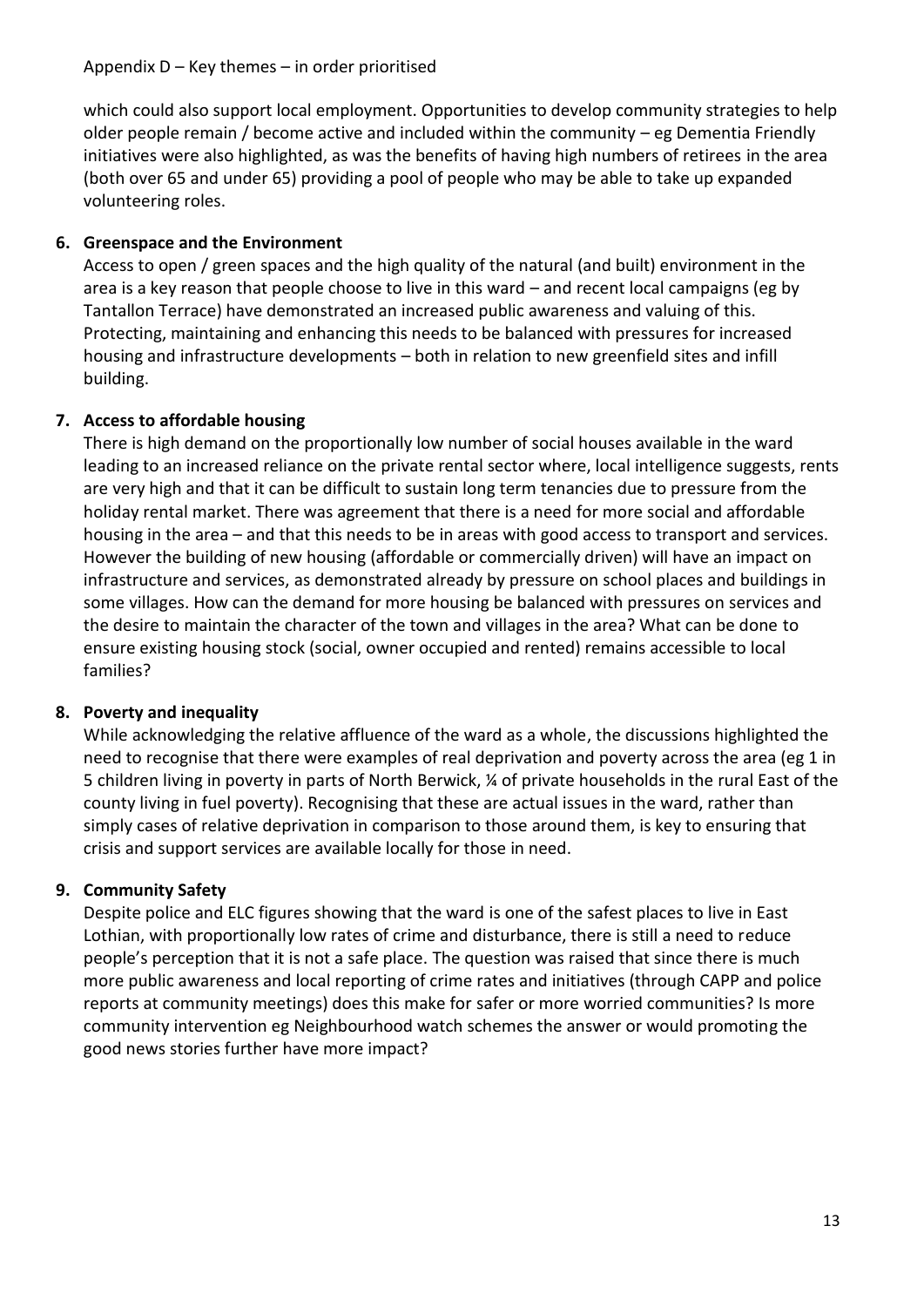which could also support local employment. Opportunities to develop community strategies to help older people remain / become active and included within the community – eg Dementia Friendly initiatives were also highlighted, as was the benefits of having high numbers of retirees in the area (both over 65 and under 65) providing a pool of people who may be able to take up expanded volunteering roles.

**6. Greenspace and the Environment**

Access to open / green spaces and the high quality of the natural (and built) environment in the area is a key reason that people choose to live in this ward – and recent local campaigns (eg by Tantallon Terrace) have demonstrated an increased public awareness and valuing of this. Protecting, maintaining and enhancing this needs to be balanced with pressures for increased housing and infrastructure developments – both in relation to new greenfield sites and infill building.

**7. Access to affordable housing**

There is high demand on the proportionally low number of social houses available in the ward leading to an increased reliance on the private rental sector where, local intelligence suggests, rents are very high and that it can be difficult to sustain long term tenancies due to pressure from the holiday rental market. There was agreement that there is a need for more social and affordable housing in the area – and that this needs to be in areas with good access to transport and services. However the building of new housing (affordable or commercially driven) will have an impact on infrastructure and services, as demonstrated already by pressure on school places and buildings in some villages. How can the demand for more housing be balanced with pressures on services and the desire to maintain the character of the town and villages in the area? What can be done to ensure existing housing stock (social, owner occupied and rented) remains accessible to local families?

**8. Poverty and inequality**

While acknowledging the relative affluence of the ward as a whole, the discussions highlighted the need to recognise that there were examples of real deprivation and poverty across the area (eg 1 in 5 children living in poverty in parts of North Berwick, ¼ of private households in the rural East of the county living in fuel poverty). Recognising that these are actual issues in the ward, rather than simply cases of relative deprivation in comparison to those around them, is key to ensuring that crisis and support services are available locally for those in need.

**9. Community Safety**

Despite police and ELC figures showing that the ward is one of the safest places to live in East Lothian, with proportionally low rates of crime and disturbance, there is still a need to reduce people's perception that it is not a safe place. The question was raised that since there is much more public awareness and local reporting of crime rates and initiatives (through CAPP and police reports at community meetings) does this make for safer or more worried communities? Is more community intervention eg Neighbourhood watch schemes the answer or would promoting the good news stories further have more impact?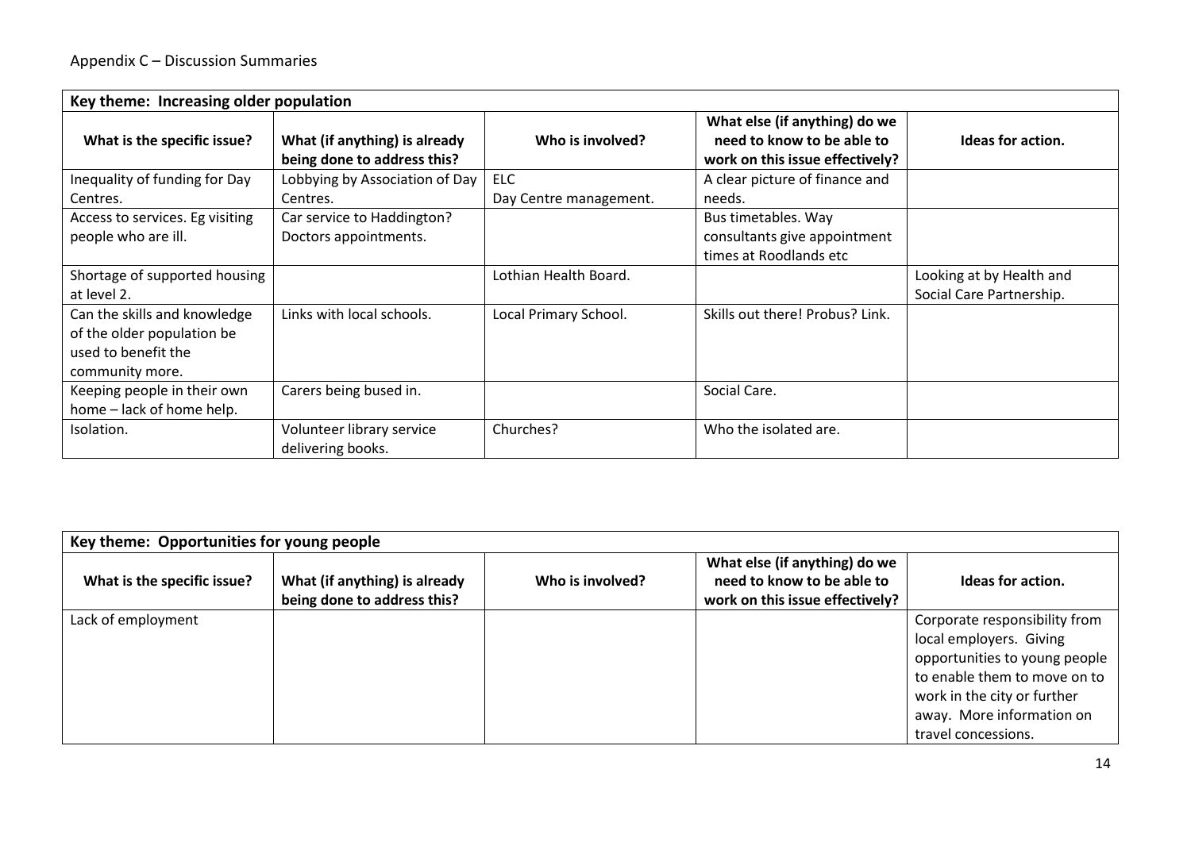Appendix C – Discussion Summaries

| Key theme: Increasing older population | | | | |
|---|---|---|---|---|
| **What is the specific issue?** | **What (if anything) is already being done to address this?** | **Who is involved?** | **What else (if anything) do we need to know to be able to work on this issue effectively?** | **Ideas for action.** |
| Inequality of funding for Day Centres. | Lobbying by Association of Day Centres. | ELC<br>Day Centre management. | A clear picture of finance and needs. | |
| Access to services. Eg visiting people who are ill. | Car service to Haddington?<br>Doctors appointments. | | Bus timetables. Way consultants give appointment times at Roodlands etc | |
| Shortage of supported housing at level 2. | | Lothian Health Board. | | Looking at by Health and Social Care Partnership. |
| Can the skills and knowledge of the older population be used to benefit the community more. | Links with local schools. | Local Primary School. | Skills out there! Probus? Link. | |
| Keeping people in their own home – lack of home help. | Carers being bused in. | | Social Care. | |
| Isolation. | Volunteer library service delivering books. | Churches? | Who the isolated are. | |

| Key theme: Opportunities for young people | | | | |
|---|---|---|---|---|
| **What is the specific issue?** | **What (if anything) is already being done to address this?** | **Who is involved?** | **What else (if anything) do we need to know to be able to work on this issue effectively?** | **Ideas for action.** |
| Lack of employment | | | | Corporate responsibility from local employers. Giving opportunities to young people to enable them to move on to work in the city or further away. More information on travel concessions. |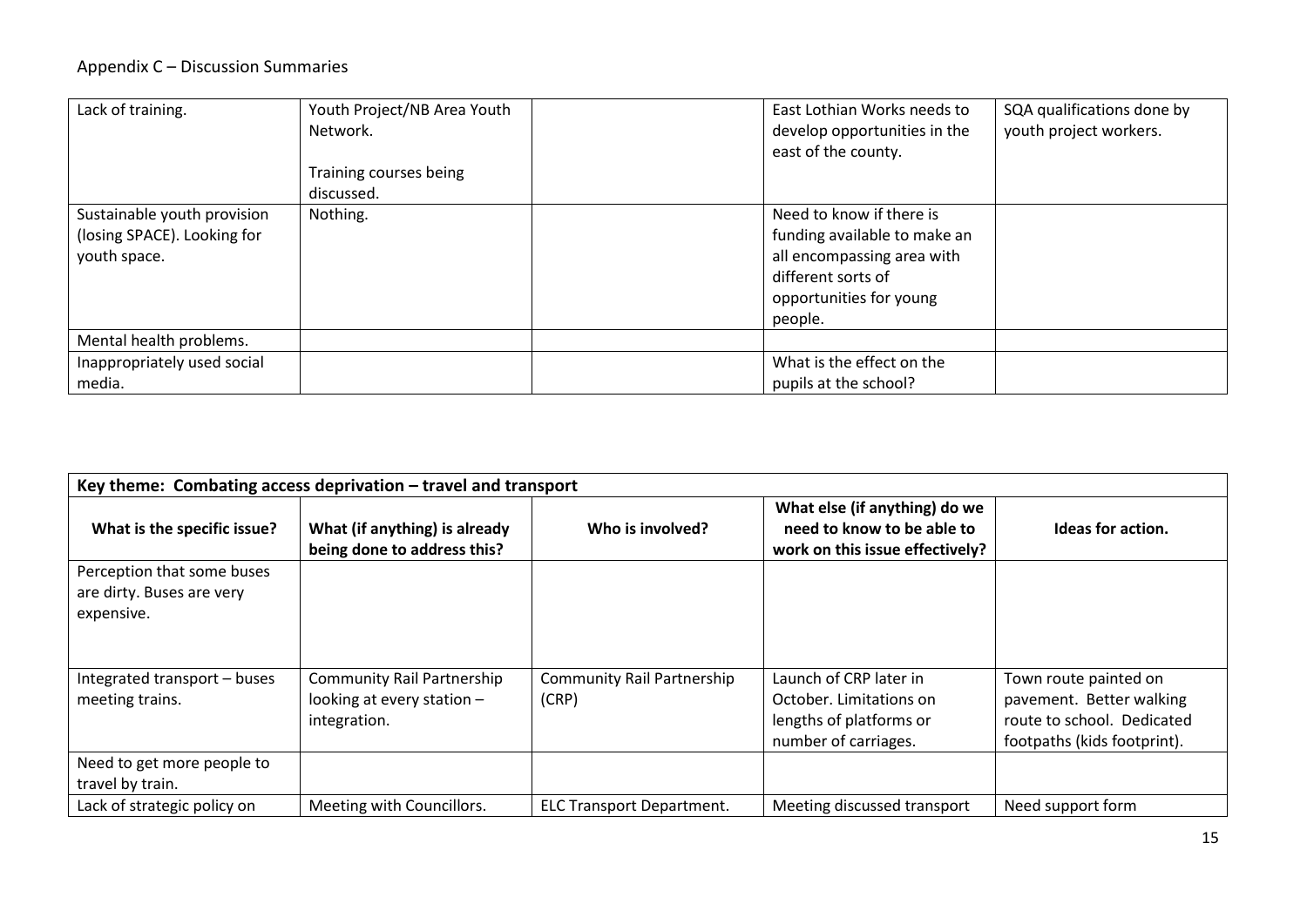## Appendix C – Discussion Summaries

| | | | | |
|---|---|---|---|---|
| Lack of training. | Youth Project/NB Area Youth Network.<br><br>Training courses being discussed. | | East Lothian Works needs to develop opportunities in the east of the county. | SQA qualifications done by youth project workers. |
| Sustainable youth provision (losing SPACE). Looking for youth space. | Nothing. | | Need to know if there is funding available to make an all encompassing area with different sorts of opportunities for young people. | |
| Mental health problems. | | | | |
| Inappropriately used social media. | | | What is the effect on the pupils at the school? | |

| **Key theme: Combating access deprivation – travel and transport** | | | | |
|---|---|---|---|---|
| **What is the specific issue?** | **What (if anything) is already being done to address this?** | **Who is involved?** | **What else (if anything) do we need to know to be able to work on this issue effectively?** | **Ideas for action.** |
| Perception that some buses are dirty. Buses are very expensive. | | | | |
| Integrated transport – buses meeting trains. | Community Rail Partnership looking at every station – integration. | Community Rail Partnership (CRP) | Launch of CRP later in October. Limitations on lengths of platforms or number of carriages. | Town route painted on pavement. Better walking route to school. Dedicated footpaths (kids footprint). |
| Need to get more people to travel by train. | | | | |
| Lack of strategic policy on | Meeting with Councillors. | ELC Transport Department. | Meeting discussed transport | Need support form |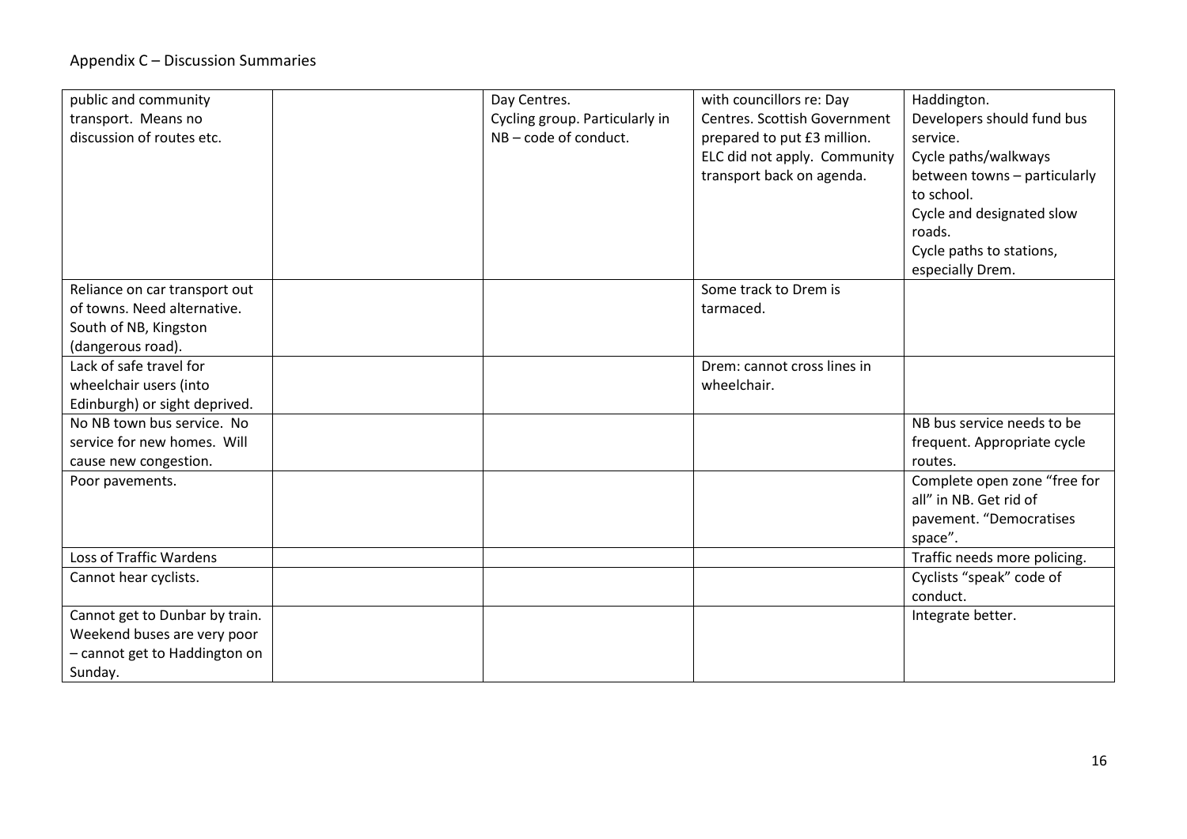Appendix C – Discussion Summaries

| | | | | |
|---|---|---|---|---|
| public and community transport. Means no discussion of routes etc. | | Day Centres. Cycling group. Particularly in NB – code of conduct. | with councillors re: Day Centres. Scottish Government prepared to put £3 million. ELC did not apply. Community transport back on agenda. | Haddington. Developers should fund bus service. Cycle paths/walkways between towns – particularly to school. Cycle and designated slow roads. Cycle paths to stations, especially Drem. |
| Reliance on car transport out of towns. Need alternative. South of NB, Kingston (dangerous road). | | | Some track to Drem is tarmaced. | |
| Lack of safe travel for wheelchair users (into Edinburgh) or sight deprived. | | | Drem: cannot cross lines in wheelchair. | |
| No NB town bus service. No service for new homes. Will cause new congestion. | | | | NB bus service needs to be frequent. Appropriate cycle routes. |
| Poor pavements. | | | | Complete open zone "free for all" in NB. Get rid of pavement. "Democratises space". |
| Loss of Traffic Wardens | | | | Traffic needs more policing. |
| Cannot hear cyclists. | | | | Cyclists "speak" code of conduct. |
| Cannot get to Dunbar by train. Weekend buses are very poor – cannot get to Haddington on Sunday. | | | | Integrate better. |